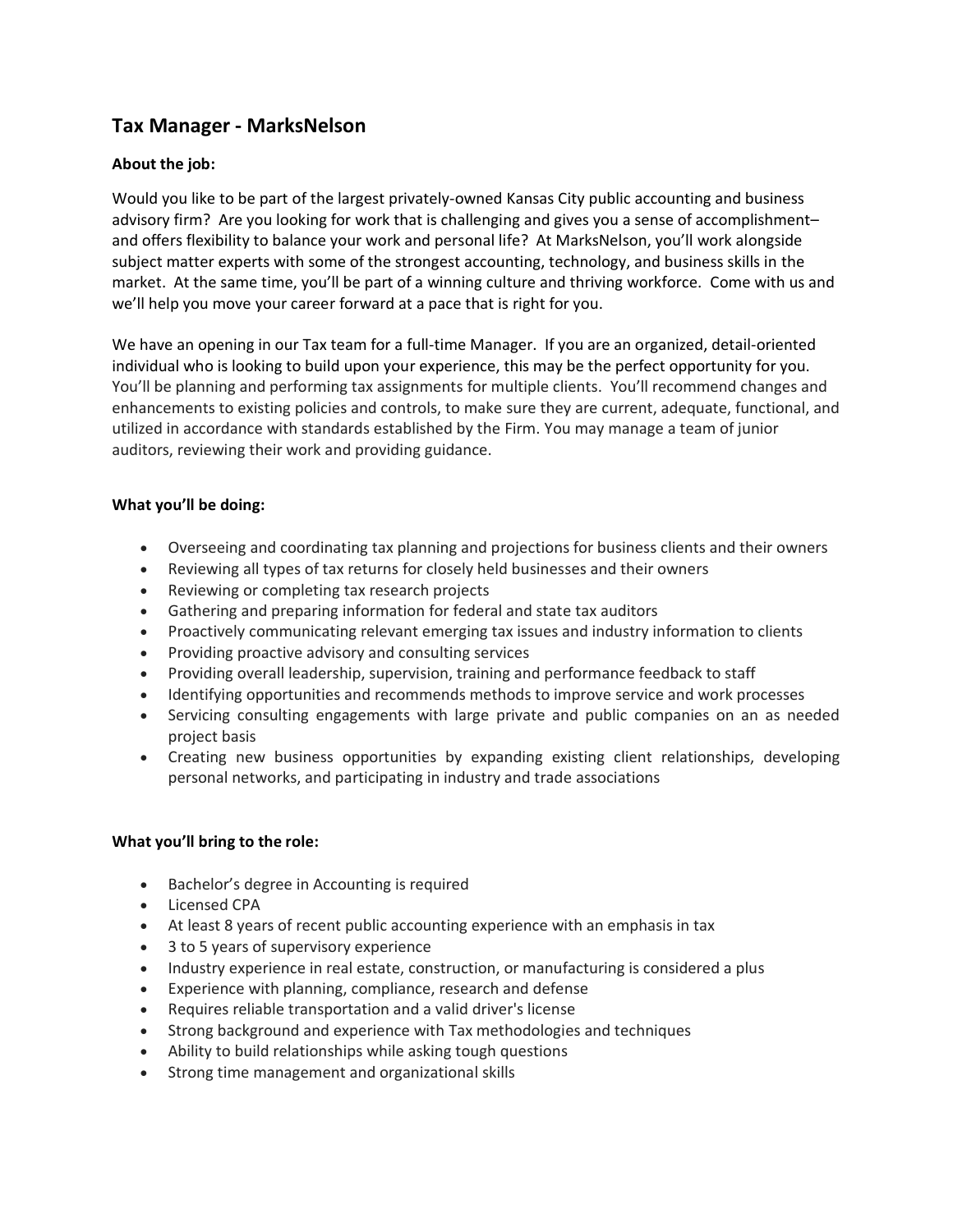# Tax Manager - MarksNelson

**About the job:**

Would you like to be part of the largest privately-owned Kansas City public accounting and business advisory firm? Are you looking for work that is challenging and gives you a sense of accomplishment– and offers flexibility to balance your work and personal life? At MarksNelson, you'll work alongside subject matter experts with some of the strongest accounting, technology, and business skills in the market. At the same time, you'll be part of a winning culture and thriving workforce. Come with us and we'll help you move your career forward at a pace that is right for you.

We have an opening in our Tax team for a full-time Manager. If you are an organized, detail-oriented individual who is looking to build upon your experience, this may be the perfect opportunity for you. You'll be planning and performing tax assignments for multiple clients. You'll recommend changes and enhancements to existing policies and controls, to make sure they are current, adequate, functional, and utilized in accordance with standards established by the Firm. You may manage a team of junior auditors, reviewing their work and providing guidance.

**What you'll be doing:**

- Overseeing and coordinating tax planning and projections for business clients and their owners
- Reviewing all types of tax returns for closely held businesses and their owners
- Reviewing or completing tax research projects
- Gathering and preparing information for federal and state tax auditors
- Proactively communicating relevant emerging tax issues and industry information to clients
- Providing proactive advisory and consulting services
- Providing overall leadership, supervision, training and performance feedback to staff
- Identifying opportunities and recommends methods to improve service and work processes
- Servicing consulting engagements with large private and public companies on an as needed project basis
- Creating new business opportunities by expanding existing client relationships, developing personal networks, and participating in industry and trade associations

**What you'll bring to the role:**

- Bachelor's degree in Accounting is required
- Licensed CPA
- At least 8 years of recent public accounting experience with an emphasis in tax
- 3 to 5 years of supervisory experience
- Industry experience in real estate, construction, or manufacturing is considered a plus
- Experience with planning, compliance, research and defense
- Requires reliable transportation and a valid driver's license
- Strong background and experience with Tax methodologies and techniques
- Ability to build relationships while asking tough questions
- Strong time management and organizational skills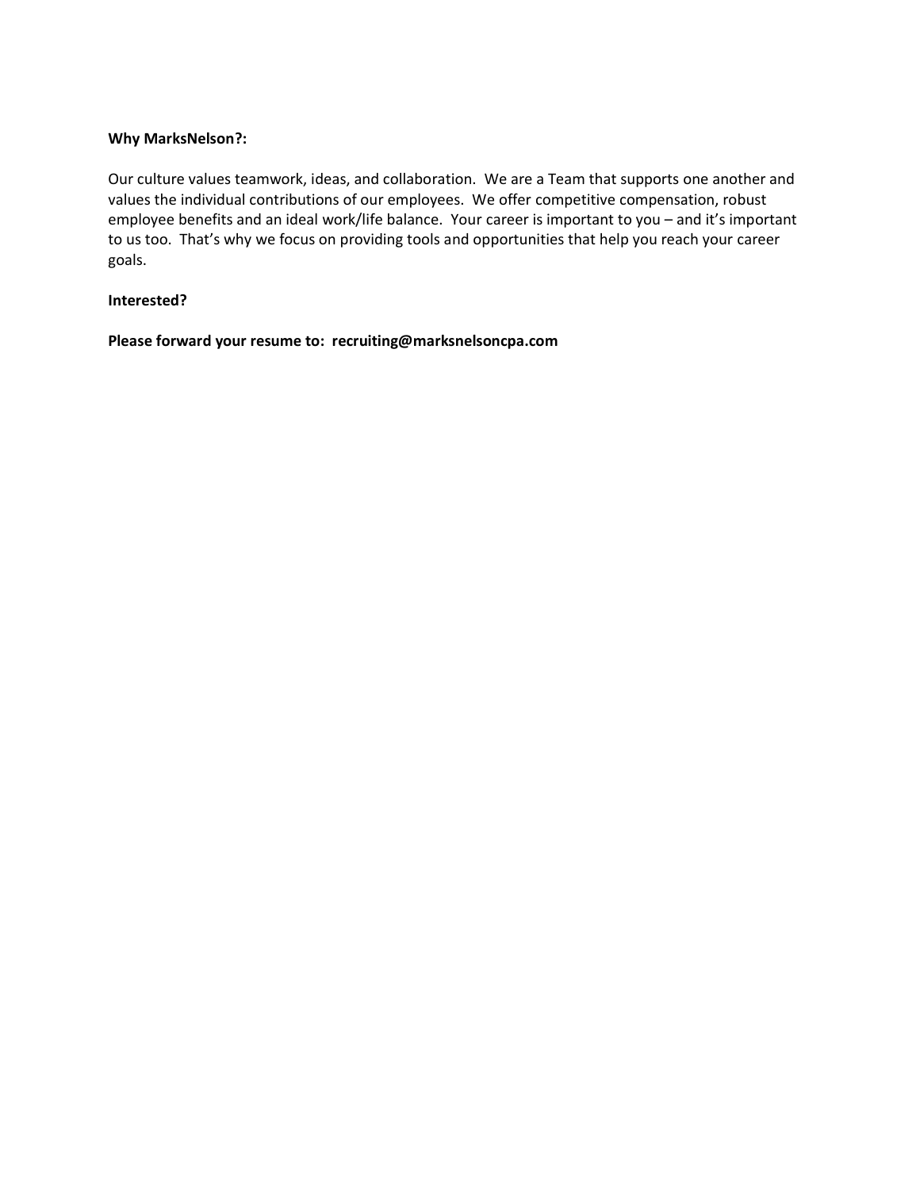**Why MarksNelson?:**

Our culture values teamwork, ideas, and collaboration. We are a Team that supports one another and values the individual contributions of our employees. We offer competitive compensation, robust employee benefits and an ideal work/life balance. Your career is important to you – and it's important to us too. That's why we focus on providing tools and opportunities that help you reach your career goals.

**Interested?**

**Please forward your resume to: recruiting@marksnelsoncpa.com**